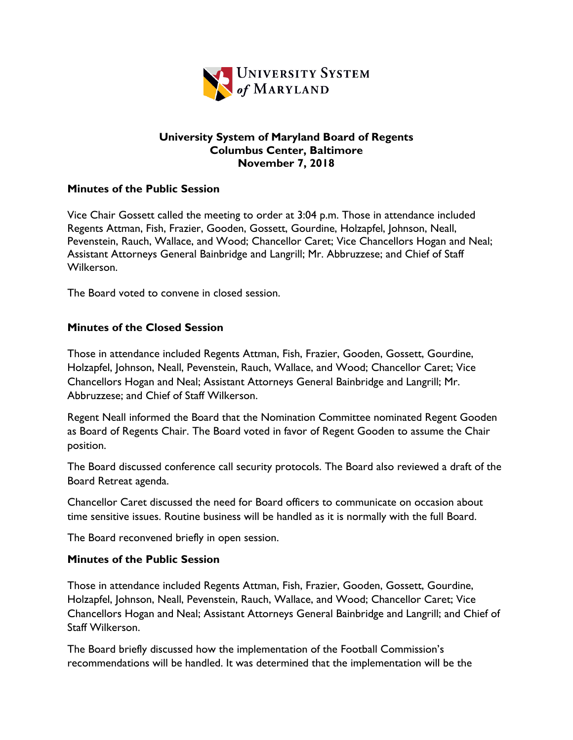UNIVERSITY SYSTEM *of* MARYLAND

**University System of Maryland Board of Regents**
**Columbus Center, Baltimore**
**November 7, 2018**

## Minutes of the Public Session

Vice Chair Gossett called the meeting to order at 3:04 p.m. Those in attendance included Regents Attman, Fish, Frazier, Gooden, Gossett, Gourdine, Holzapfel, Johnson, Neall, Pevenstein, Rauch, Wallace, and Wood; Chancellor Caret; Vice Chancellors Hogan and Neal; Assistant Attorneys General Bainbridge and Langrill; Mr. Abbruzzese; and Chief of Staff Wilkerson.

The Board voted to convene in closed session.

## Minutes of the Closed Session

Those in attendance included Regents Attman, Fish, Frazier, Gooden, Gossett, Gourdine, Holzapfel, Johnson, Neall, Pevenstein, Rauch, Wallace, and Wood; Chancellor Caret; Vice Chancellors Hogan and Neal; Assistant Attorneys General Bainbridge and Langrill; Mr. Abbruzzese; and Chief of Staff Wilkerson.

Regent Neall informed the Board that the Nomination Committee nominated Regent Gooden as Board of Regents Chair. The Board voted in favor of Regent Gooden to assume the Chair position.

The Board discussed conference call security protocols. The Board also reviewed a draft of the Board Retreat agenda.

Chancellor Caret discussed the need for Board officers to communicate on occasion about time sensitive issues. Routine business will be handled as it is normally with the full Board.

The Board reconvened briefly in open session.

## Minutes of the Public Session

Those in attendance included Regents Attman, Fish, Frazier, Gooden, Gossett, Gourdine, Holzapfel, Johnson, Neall, Pevenstein, Rauch, Wallace, and Wood; Chancellor Caret; Vice Chancellors Hogan and Neal; Assistant Attorneys General Bainbridge and Langrill; and Chief of Staff Wilkerson.

The Board briefly discussed how the implementation of the Football Commission's recommendations will be handled. It was determined that the implementation will be the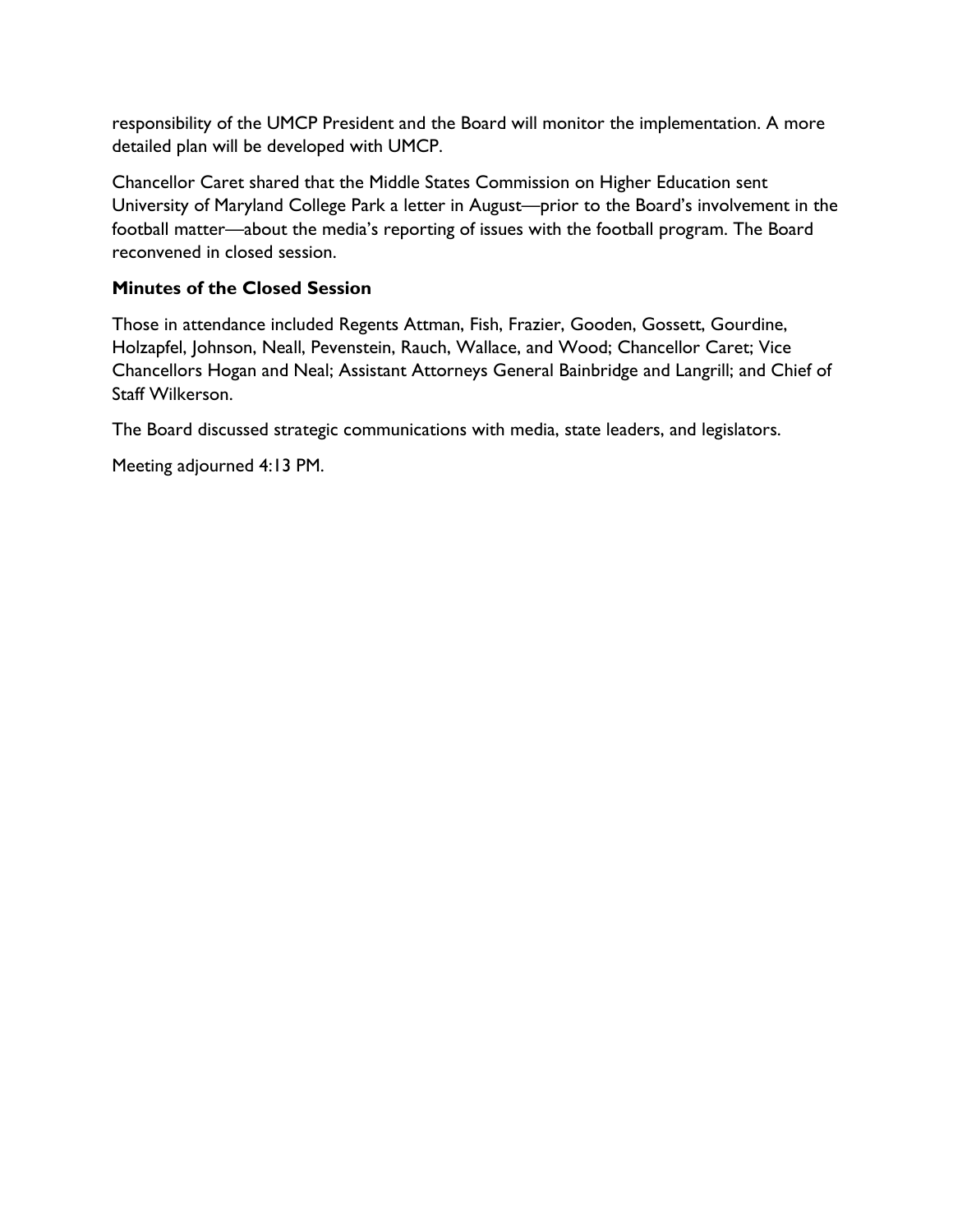responsibility of the UMCP President and the Board will monitor the implementation. A more detailed plan will be developed with UMCP.

Chancellor Caret shared that the Middle States Commission on Higher Education sent University of Maryland College Park a letter in August—prior to the Board's involvement in the football matter—about the media's reporting of issues with the football program. The Board reconvened in closed session.

**Minutes of the Closed Session**

Those in attendance included Regents Attman, Fish, Frazier, Gooden, Gossett, Gourdine, Holzapfel, Johnson, Neall, Pevenstein, Rauch, Wallace, and Wood; Chancellor Caret; Vice Chancellors Hogan and Neal; Assistant Attorneys General Bainbridge and Langrill; and Chief of Staff Wilkerson.

The Board discussed strategic communications with media, state leaders, and legislators.

Meeting adjourned 4:13 PM.